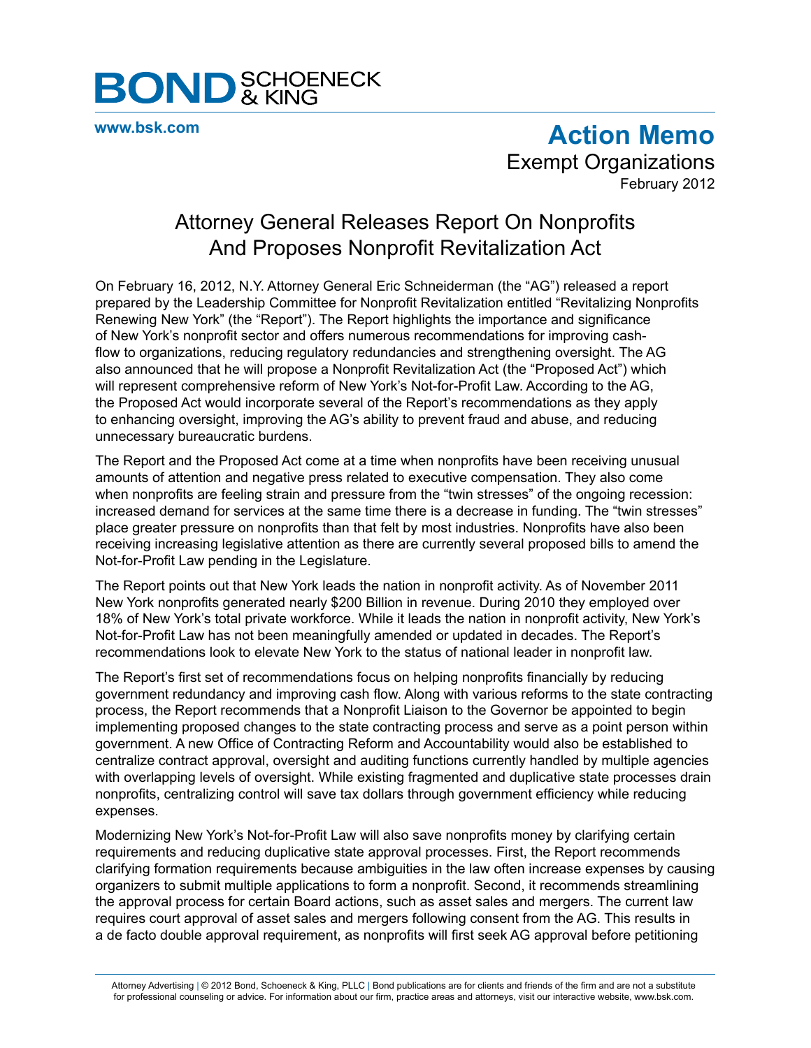**BOND** SCHOENECK & KING

**www.bsk.com**

# Action Memo

Exempt Organizations

February 2012

## Attorney General Releases Report On Nonprofits And Proposes Nonprofit Revitalization Act

On February 16, 2012, N.Y. Attorney General Eric Schneiderman (the "AG") released a report prepared by the Leadership Committee for Nonprofit Revitalization entitled "Revitalizing Nonprofits Renewing New York" (the "Report"). The Report highlights the importance and significance of New York's nonprofit sector and offers numerous recommendations for improving cash-flow to organizations, reducing regulatory redundancies and strengthening oversight. The AG also announced that he will propose a Nonprofit Revitalization Act (the "Proposed Act") which will represent comprehensive reform of New York's Not-for-Profit Law. According to the AG, the Proposed Act would incorporate several of the Report's recommendations as they apply to enhancing oversight, improving the AG's ability to prevent fraud and abuse, and reducing unnecessary bureaucratic burdens.

The Report and the Proposed Act come at a time when nonprofits have been receiving unusual amounts of attention and negative press related to executive compensation. They also come when nonprofits are feeling strain and pressure from the "twin stresses" of the ongoing recession: increased demand for services at the same time there is a decrease in funding. The "twin stresses" place greater pressure on nonprofits than that felt by most industries. Nonprofits have also been receiving increasing legislative attention as there are currently several proposed bills to amend the Not-for-Profit Law pending in the Legislature.

The Report points out that New York leads the nation in nonprofit activity. As of November 2011 New York nonprofits generated nearly $200 Billion in revenue. During 2010 they employed over 18% of New York's total private workforce. While it leads the nation in nonprofit activity, New York's Not-for-Profit Law has not been meaningfully amended or updated in decades. The Report's recommendations look to elevate New York to the status of national leader in nonprofit law.

The Report's first set of recommendations focus on helping nonprofits financially by reducing government redundancy and improving cash flow. Along with various reforms to the state contracting process, the Report recommends that a Nonprofit Liaison to the Governor be appointed to begin implementing proposed changes to the state contracting process and serve as a point person within government. A new Office of Contracting Reform and Accountability would also be established to centralize contract approval, oversight and auditing functions currently handled by multiple agencies with overlapping levels of oversight. While existing fragmented and duplicative state processes drain nonprofits, centralizing control will save tax dollars through government efficiency while reducing expenses.

Modernizing New York's Not-for-Profit Law will also save nonprofits money by clarifying certain requirements and reducing duplicative state approval processes. First, the Report recommends clarifying formation requirements because ambiguities in the law often increase expenses by causing organizers to submit multiple applications to form a nonprofit. Second, it recommends streamlining the approval process for certain Board actions, such as asset sales and mergers. The current law requires court approval of asset sales and mergers following consent from the AG. This results in a de facto double approval requirement, as nonprofits will first seek AG approval before petitioning

Attorney Advertising | © 2012 Bond, Schoeneck & King, PLLC | Bond publications are for clients and friends of the firm and are not a substitute for professional counseling or advice. For information about our firm, practice areas and attorneys, visit our interactive website, www.bsk.com.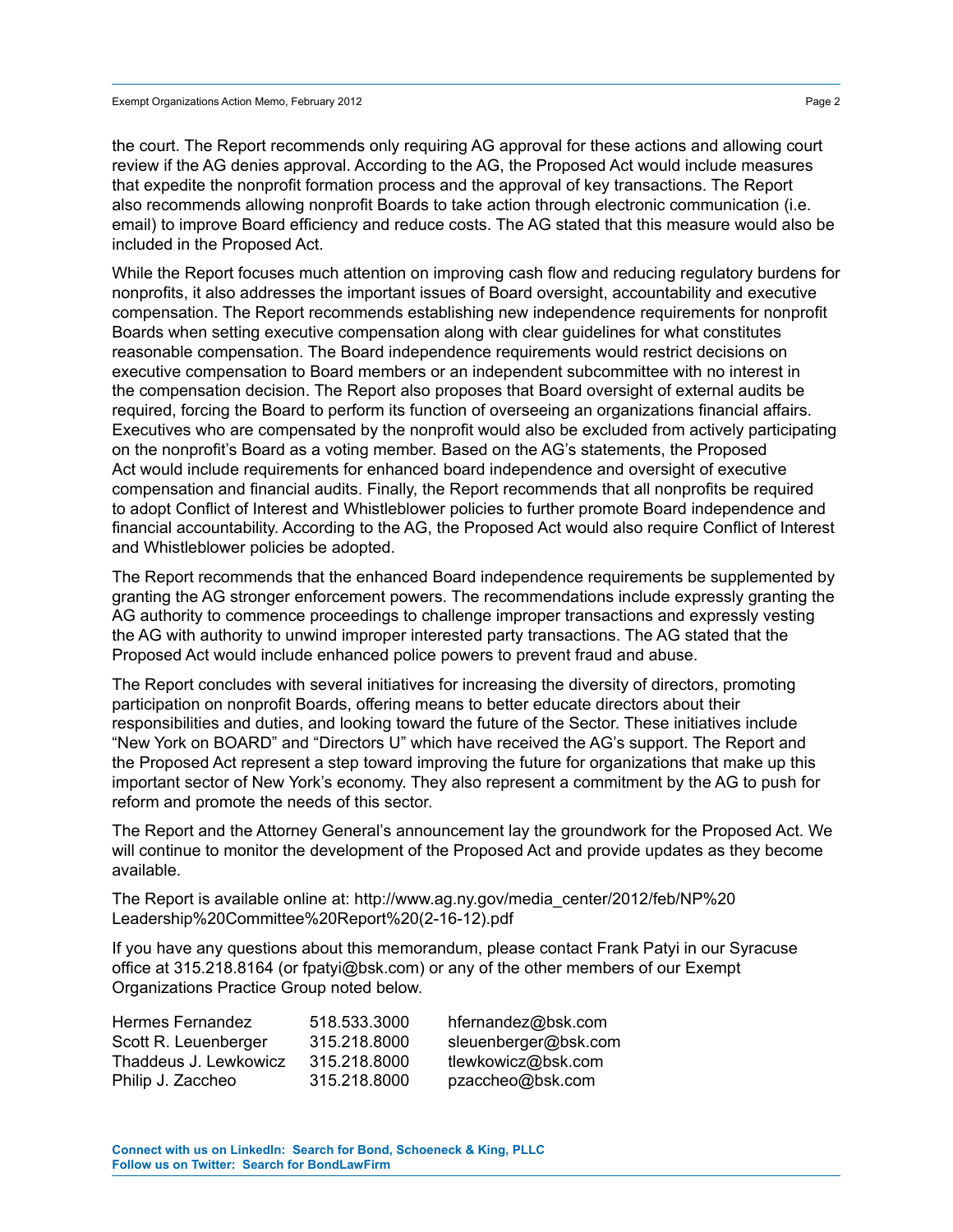the court. The Report recommends only requiring AG approval for these actions and allowing court review if the AG denies approval. According to the AG, the Proposed Act would include measures that expedite the nonprofit formation process and the approval of key transactions. The Report also recommends allowing nonprofit Boards to take action through electronic communication (i.e. email) to improve Board efficiency and reduce costs. The AG stated that this measure would also be included in the Proposed Act.

While the Report focuses much attention on improving cash flow and reducing regulatory burdens for nonprofits, it also addresses the important issues of Board oversight, accountability and executive compensation. The Report recommends establishing new independence requirements for nonprofit Boards when setting executive compensation along with clear guidelines for what constitutes reasonable compensation. The Board independence requirements would restrict decisions on executive compensation to Board members or an independent subcommittee with no interest in the compensation decision. The Report also proposes that Board oversight of external audits be required, forcing the Board to perform its function of overseeing an organizations financial affairs. Executives who are compensated by the nonprofit would also be excluded from actively participating on the nonprofit's Board as a voting member. Based on the AG's statements, the Proposed Act would include requirements for enhanced board independence and oversight of executive compensation and financial audits. Finally, the Report recommends that all nonprofits be required to adopt Conflict of Interest and Whistleblower policies to further promote Board independence and financial accountability. According to the AG, the Proposed Act would also require Conflict of Interest and Whistleblower policies be adopted.

The Report recommends that the enhanced Board independence requirements be supplemented by granting the AG stronger enforcement powers. The recommendations include expressly granting the AG authority to commence proceedings to challenge improper transactions and expressly vesting the AG with authority to unwind improper interested party transactions. The AG stated that the Proposed Act would include enhanced police powers to prevent fraud and abuse.

The Report concludes with several initiatives for increasing the diversity of directors, promoting participation on nonprofit Boards, offering means to better educate directors about their responsibilities and duties, and looking toward the future of the Sector. These initiatives include "New York on BOARD" and "Directors U" which have received the AG's support. The Report and the Proposed Act represent a step toward improving the future for organizations that make up this important sector of New York's economy. They also represent a commitment by the AG to push for reform and promote the needs of this sector.

The Report and the Attorney General's announcement lay the groundwork for the Proposed Act. We will continue to monitor the development of the Proposed Act and provide updates as they become available.

The Report is available online at: http://www.ag.ny.gov/media_center/2012/feb/NP%20Leadership%20Committee%20Report%20(2-16-12).pdf

If you have any questions about this memorandum, please contact Frank Patyi in our Syracuse office at 315.218.8164 (or fpatyi@bsk.com) or any of the other members of our Exempt Organizations Practice Group noted below.

| | | |
|---|---|---|
| Hermes Fernandez | 518.533.3000 | hfernandez@bsk.com |
| Scott R. Leuenberger | 315.218.8000 | sleuenberger@bsk.com |
| Thaddeus J. Lewkowicz | 315.218.8000 | tlewkowicz@bsk.com |
| Philip J. Zaccheo | 315.218.8000 | pzaccheo@bsk.com |

**Connect with us on LinkedIn: Search for Bond, Schoeneck & King, PLLC**
**Follow us on Twitter: Search for BondLawFirm**